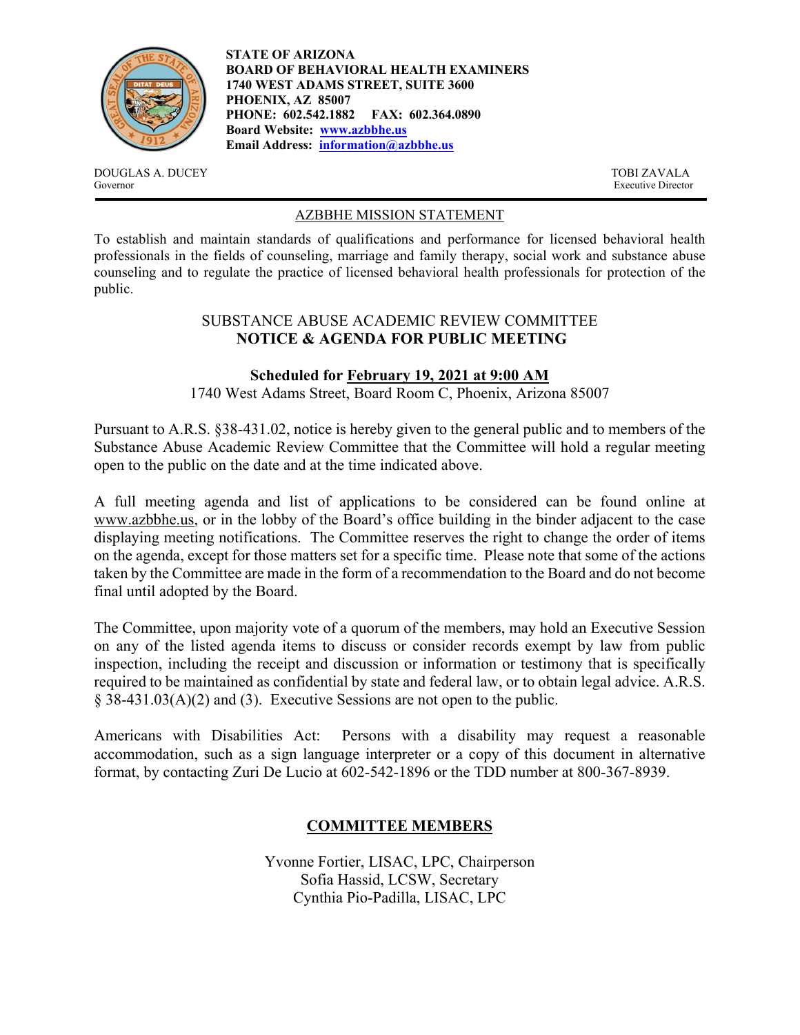**STATE OF ARIZONA**
**BOARD OF BEHAVIORAL HEALTH EXAMINERS**
**1740 WEST ADAMS STREET, SUITE 3600**
**PHOENIX, AZ 85007**
**PHONE: 602.542.1882 FAX: 602.364.0890**
**Board Website: [www.azbbhe.us](http://www.azbbhe.us)**
**Email Address: [information@azbbhe.us](mailto:information@azbbhe.us)**

DOUGLAS A. DUCEY
Governor

TOBI ZAVALA
Executive Director

## AZBBHE MISSION STATEMENT

To establish and maintain standards of qualifications and performance for licensed behavioral health professionals in the fields of counseling, marriage and family therapy, social work and substance abuse counseling and to regulate the practice of licensed behavioral health professionals for protection of the public.

## SUBSTANCE ABUSE ACADEMIC REVIEW COMMITTEE
## **NOTICE & AGENDA FOR PUBLIC MEETING**

### Scheduled for February 19, 2021 at 9:00 AM

1740 West Adams Street, Board Room C, Phoenix, Arizona 85007

Pursuant to A.R.S. §38-431.02, notice is hereby given to the general public and to members of the Substance Abuse Academic Review Committee that the Committee will hold a regular meeting open to the public on the date and at the time indicated above.

A full meeting agenda and list of applications to be considered can be found online at www.azbbhe.us, or in the lobby of the Board's office building in the binder adjacent to the case displaying meeting notifications. The Committee reserves the right to change the order of items on the agenda, except for those matters set for a specific time. Please note that some of the actions taken by the Committee are made in the form of a recommendation to the Board and do not become final until adopted by the Board.

The Committee, upon majority vote of a quorum of the members, may hold an Executive Session on any of the listed agenda items to discuss or consider records exempt by law from public inspection, including the receipt and discussion or information or testimony that is specifically required to be maintained as confidential by state and federal law, or to obtain legal advice. A.R.S. § 38-431.03(A)(2) and (3). Executive Sessions are not open to the public.

Americans with Disabilities Act: Persons with a disability may request a reasonable accommodation, such as a sign language interpreter or a copy of this document in alternative format, by contacting Zuri De Lucio at 602-542-1896 or the TDD number at 800-367-8939.

## COMMITTEE MEMBERS

Yvonne Fortier, LISAC, LPC, Chairperson
Sofia Hassid, LCSW, Secretary
Cynthia Pio-Padilla, LISAC, LPC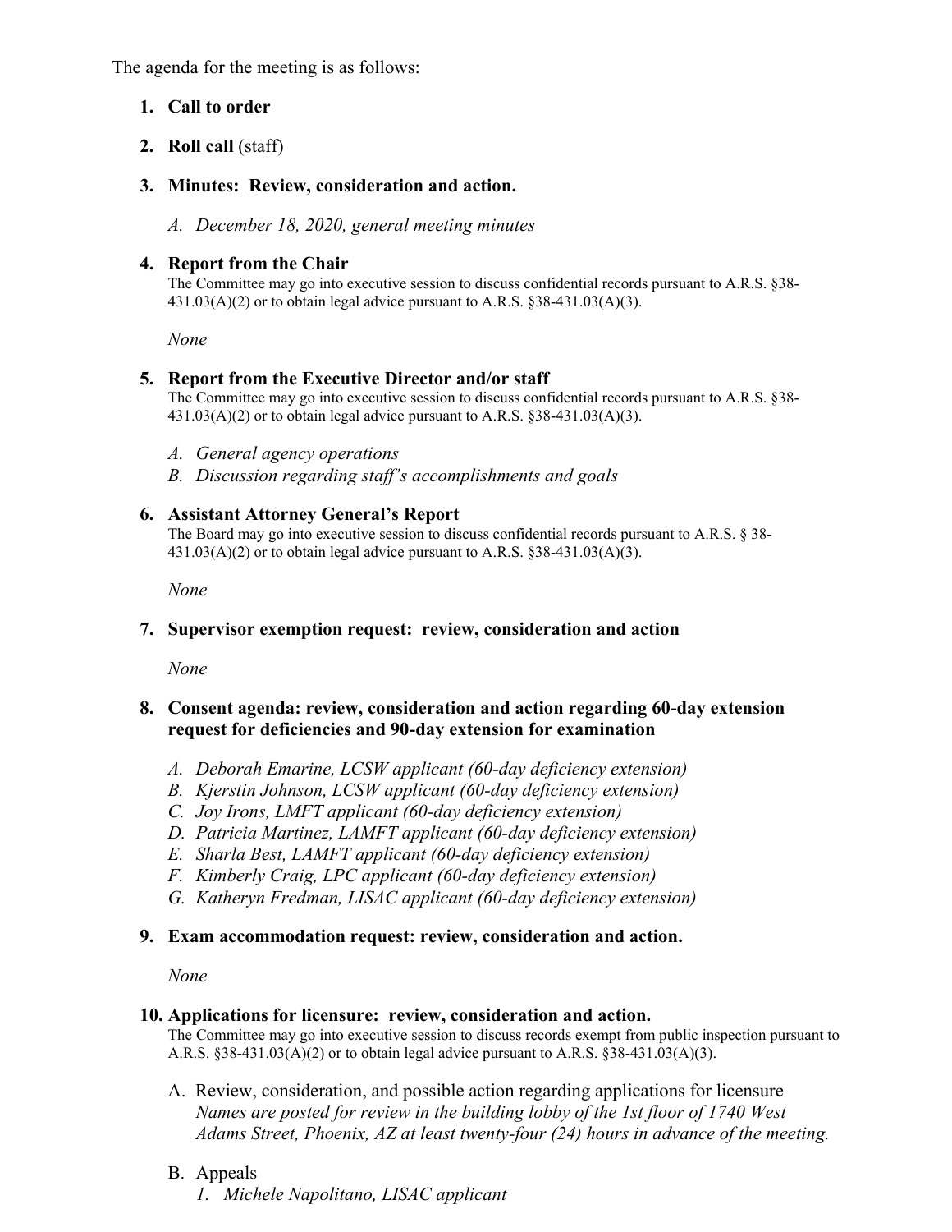The agenda for the meeting is as follows:

1. **Call to order**

2. **Roll call** (staff)

3. **Minutes: Review, consideration and action.**

   *A. December 18, 2020, general meeting minutes*

4. **Report from the Chair**
   The Committee may go into executive session to discuss confidential records pursuant to A.R.S. §38-431.03(A)(2) or to obtain legal advice pursuant to A.R.S. §38-431.03(A)(3).

   *None*

5. **Report from the Executive Director and/or staff**
   The Committee may go into executive session to discuss confidential records pursuant to A.R.S. §38-431.03(A)(2) or to obtain legal advice pursuant to A.R.S. §38-431.03(A)(3).

   *A. General agency operations*
   *B. Discussion regarding staff's accomplishments and goals*

6. **Assistant Attorney General's Report**
   The Board may go into executive session to discuss confidential records pursuant to A.R.S. § 38-431.03(A)(2) or to obtain legal advice pursuant to A.R.S. §38-431.03(A)(3).

   *None*

7. **Supervisor exemption request: review, consideration and action**

   *None*

8. **Consent agenda: review, consideration and action regarding 60-day extension request for deficiencies and 90-day extension for examination**

   *A. Deborah Emarine, LCSW applicant (60-day deficiency extension)*
   *B. Kjerstin Johnson, LCSW applicant (60-day deficiency extension)*
   *C. Joy Irons, LMFT applicant (60-day deficiency extension)*
   *D. Patricia Martinez, LAMFT applicant (60-day deficiency extension)*
   *E. Sharla Best, LAMFT applicant (60-day deficiency extension)*
   *F. Kimberly Craig, LPC applicant (60-day deficiency extension)*
   *G. Katheryn Fredman, LISAC applicant (60-day deficiency extension)*

9. **Exam accommodation request: review, consideration and action.**

   *None*

10. **Applications for licensure: review, consideration and action.**
    The Committee may go into executive session to discuss records exempt from public inspection pursuant to A.R.S. §38-431.03(A)(2) or to obtain legal advice pursuant to A.R.S. §38-431.03(A)(3).

    A. Review, consideration, and possible action regarding applications for licensure
    *Names are posted for review in the building lobby of the 1st floor of 1740 West Adams Street, Phoenix, AZ at least twenty-four (24) hours in advance of the meeting.*

    B. Appeals
    *1. Michele Napolitano, LISAC applicant*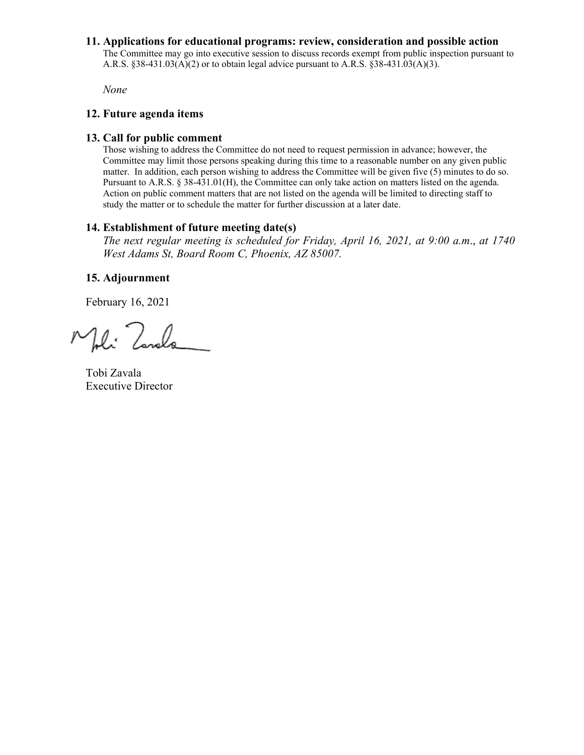**11. Applications for educational programs: review, consideration and possible action**

The Committee may go into executive session to discuss records exempt from public inspection pursuant to A.R.S. §38-431.03(A)(2) or to obtain legal advice pursuant to A.R.S. §38-431.03(A)(3).

*None*

**12. Future agenda items**

**13. Call for public comment**

Those wishing to address the Committee do not need to request permission in advance; however, the Committee may limit those persons speaking during this time to a reasonable number on any given public matter. In addition, each person wishing to address the Committee will be given five (5) minutes to do so. Pursuant to A.R.S. § 38-431.01(H), the Committee can only take action on matters listed on the agenda. Action on public comment matters that are not listed on the agenda will be limited to directing staff to study the matter or to schedule the matter for further discussion at a later date.

**14. Establishment of future meeting date(s)**

*The next regular meeting is scheduled for Friday, April 16, 2021, at 9:00 a.m., at 1740 West Adams St, Board Room C, Phoenix, AZ 85007.*

**15. Adjournment**

February 16, 2021

Tobi Zavala
Executive Director